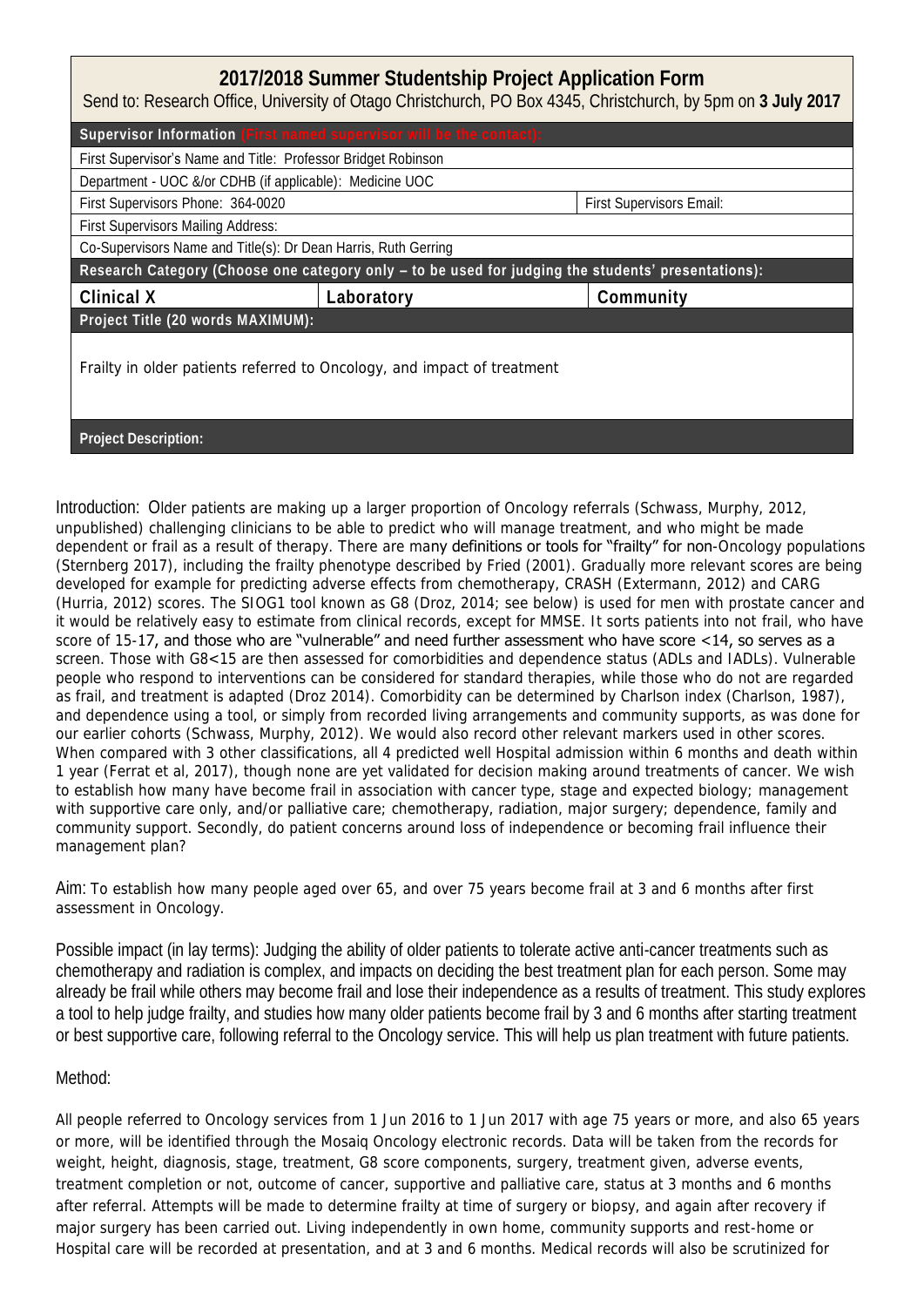## 2017/2018 Summer Studentship Project Application Form

Send to: Research Office, University of Otago Christchurch, PO Box 4345, Christchurch, by 5pm on **3 July 2017**

| **Supervisor Information** (First named supervisor will be the contact): | | |
|---|---|---|
| First Supervisor's Name and Title: Professor Bridget Robinson | | |
| Department - UOC &/or CDHB (if applicable): Medicine UOC | | |
| First Supervisors Phone: 364-0020 | | First Supervisors Email: |
| First Supervisors Mailing Address: | | |
| Co-Supervisors Name and Title(s): Dr Dean Harris, Ruth Gerring | | |
| **Research Category (Choose one category only – to be used for judging the students' presentations):** | | |
| **Clinical X** | **Laboratory** | **Community** |
| **Project Title (20 words MAXIMUM):** | | |
| Frailty in older patients referred to Oncology, and impact of treatment | | |
| **Project Description:** | | |

Introduction: Older patients are making up a larger proportion of Oncology referrals (Schwass, Murphy, 2012, unpublished) challenging clinicians to be able to predict who will manage treatment, and who might be made dependent or frail as a result of therapy. There are many definitions or tools for "frailty" for non-Oncology populations (Sternberg 2017), including the frailty phenotype described by Fried (2001). Gradually more relevant scores are being developed for example for predicting adverse effects from chemotherapy, CRASH (Extermann, 2012) and CARG (Hurria, 2012) scores. The SIOG1 tool known as G8 (Droz, 2014; see below) is used for men with prostate cancer and it would be relatively easy to estimate from clinical records, except for MMSE. It sorts patients into not frail, who have score of 15-17, and those who are "vulnerable" and need further assessment who have score <14, so serves as a screen. Those with G8<15 are then assessed for comorbidities and dependence status (ADLs and IADLs). Vulnerable people who respond to interventions can be considered for standard therapies, while those who do not are regarded as frail, and treatment is adapted (Droz 2014). Comorbidity can be determined by Charlson index (Charlson, 1987), and dependence using a tool, or simply from recorded living arrangements and community supports, as was done for our earlier cohorts (Schwass, Murphy, 2012). We would also record other relevant markers used in other scores. When compared with 3 other classifications, all 4 predicted well Hospital admission within 6 months and death within 1 year (Ferrat et al, 2017), though none are yet validated for decision making around treatments of cancer. We wish to establish how many have become frail in association with cancer type, stage and expected biology; management with supportive care only, and/or palliative care; chemotherapy, radiation, major surgery; dependence, family and community support. Secondly, do patient concerns around loss of independence or becoming frail influence their management plan?

Aim: To establish how many people aged over 65, and over 75 years become frail at 3 and 6 months after first assessment in Oncology.

Possible impact (in lay terms): Judging the ability of older patients to tolerate active anti-cancer treatments such as chemotherapy and radiation is complex, and impacts on deciding the best treatment plan for each person. Some may already be frail while others may become frail and lose their independence as a results of treatment. This study explores a tool to help judge frailty, and studies how many older patients become frail by 3 and 6 months after starting treatment or best supportive care, following referral to the Oncology service. This will help us plan treatment with future patients.

Method:

All people referred to Oncology services from 1 Jun 2016 to 1 Jun 2017 with age 75 years or more, and also 65 years or more, will be identified through the Mosaiq Oncology electronic records. Data will be taken from the records for weight, height, diagnosis, stage, treatment, G8 score components, surgery, treatment given, adverse events, treatment completion or not, outcome of cancer, supportive and palliative care, status at 3 months and 6 months after referral. Attempts will be made to determine frailty at time of surgery or biopsy, and again after recovery if major surgery has been carried out. Living independently in own home, community supports and rest-home or Hospital care will be recorded at presentation, and at 3 and 6 months. Medical records will also be scrutinized for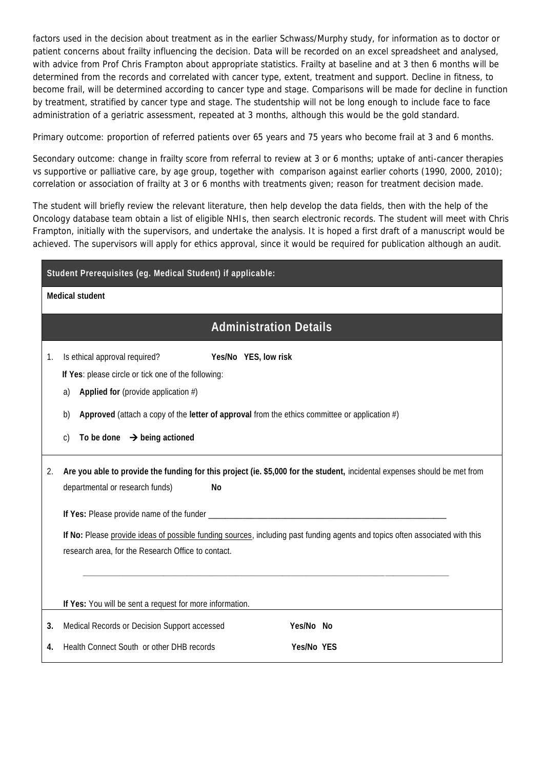factors used in the decision about treatment as in the earlier Schwass/Murphy study, for information as to doctor or patient concerns about frailty influencing the decision. Data will be recorded on an excel spreadsheet and analysed, with advice from Prof Chris Frampton about appropriate statistics. Frailty at baseline and at 3 then 6 months will be determined from the records and correlated with cancer type, extent, treatment and support. Decline in fitness, to become frail, will be determined according to cancer type and stage. Comparisons will be made for decline in function by treatment, stratified by cancer type and stage. The studentship will not be long enough to include face to face administration of a geriatric assessment, repeated at 3 months, although this would be the gold standard.

Primary outcome: proportion of referred patients over 65 years and 75 years who become frail at 3 and 6 months.

Secondary outcome: change in frailty score from referral to review at 3 or 6 months; uptake of anti-cancer therapies vs supportive or palliative care, by age group, together with comparison against earlier cohorts (1990, 2000, 2010); correlation or association of frailty at 3 or 6 months with treatments given; reason for treatment decision made.

The student will briefly review the relevant literature, then help develop the data fields, then with the help of the Oncology database team obtain a list of eligible NHIs, then search electronic records. The student will meet with Chris Frampton, initially with the supervisors, and undertake the analysis. It is hoped a first draft of a manuscript would be achieved. The supervisors will apply for ethics approval, since it would be required for publication although an audit.

**Student Prerequisites (eg. Medical Student) if applicable:**

**Medical student**

## Administration Details

1. Is ethical approval required? **Yes/No YES, low risk**

   **If Yes**: please circle or tick one of the following:

   a) **Applied for** (provide application #)

   b) **Approved** (attach a copy of the **letter of approval** from the ethics committee or application #)

   c) **To be done → being actioned**

2. **Are you able to provide the funding for this project (ie. $5,000 for the student,** incidental expenses should be met from departmental or research funds) **No**

   **If Yes:** Please provide name of the funder ______________________________

   **If No:** Please provide ideas of possible funding sources, including past funding agents and topics often associated with this research area, for the Research Office to contact.

   ______________________________

   **If Yes:** You will be sent a request for more information.

3. Medical Records or Decision Support accessed **Yes/No No**

4. Health Connect South or other DHB records **Yes/No YES**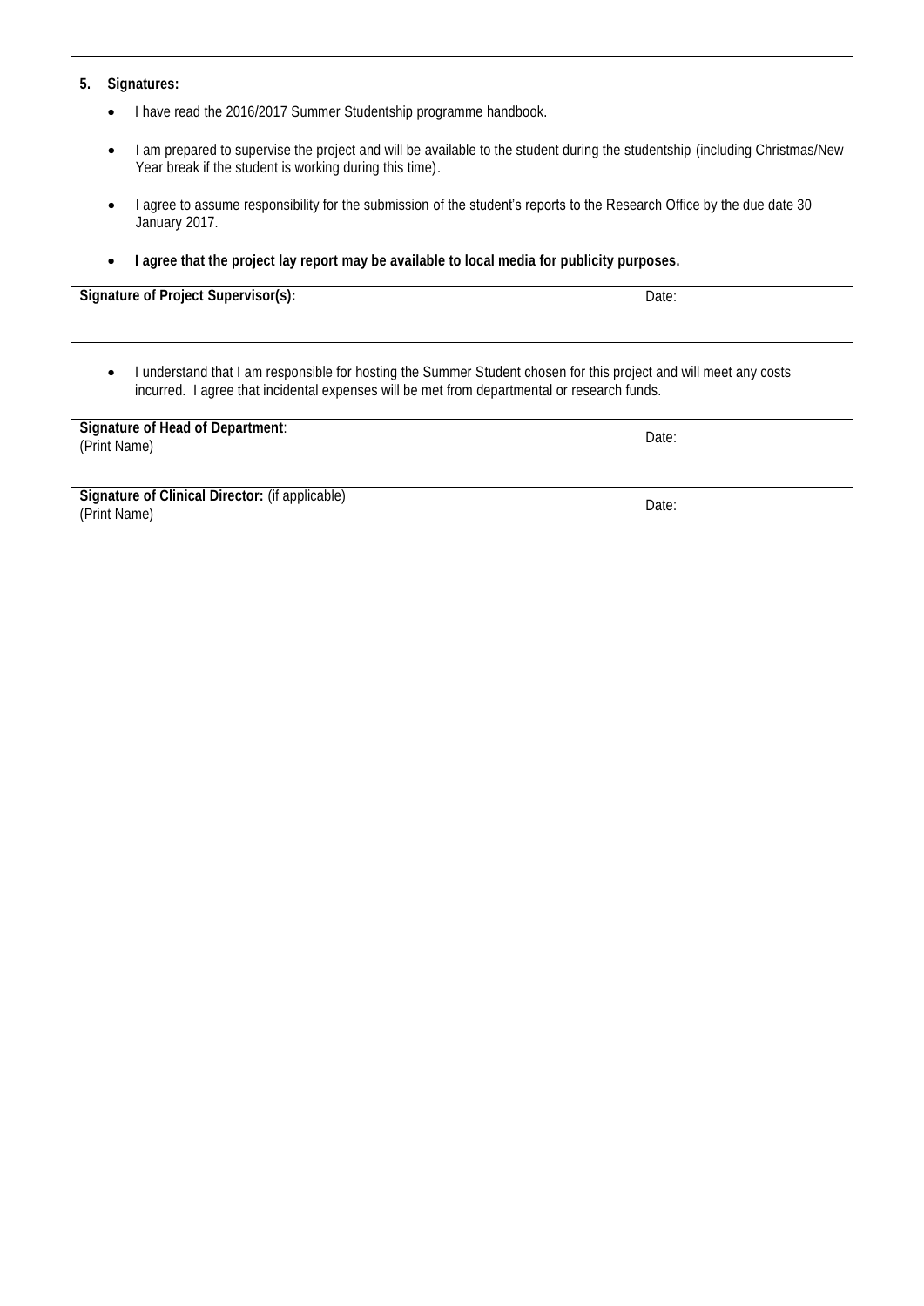**5. Signatures:**

- I have read the 2016/2017 Summer Studentship programme handbook.
- I am prepared to supervise the project and will be available to the student during the studentship (including Christmas/New Year break if the student is working during this time).
- I agree to assume responsibility for the submission of the student's reports to the Research Office by the due date 30 January 2017.
- **I agree that the project lay report may be available to local media for publicity purposes.**

| | |
|---|---|
| **Signature of Project Supervisor(s):** | Date: |

- I understand that I am responsible for hosting the Summer Student chosen for this project and will meet any costs incurred. I agree that incidental expenses will be met from departmental or research funds.

| | |
|---|---|
| **Signature of Head of Department**:<br>(Print Name) | Date: |
| **Signature of Clinical Director:** (if applicable)<br>(Print Name) | Date: |